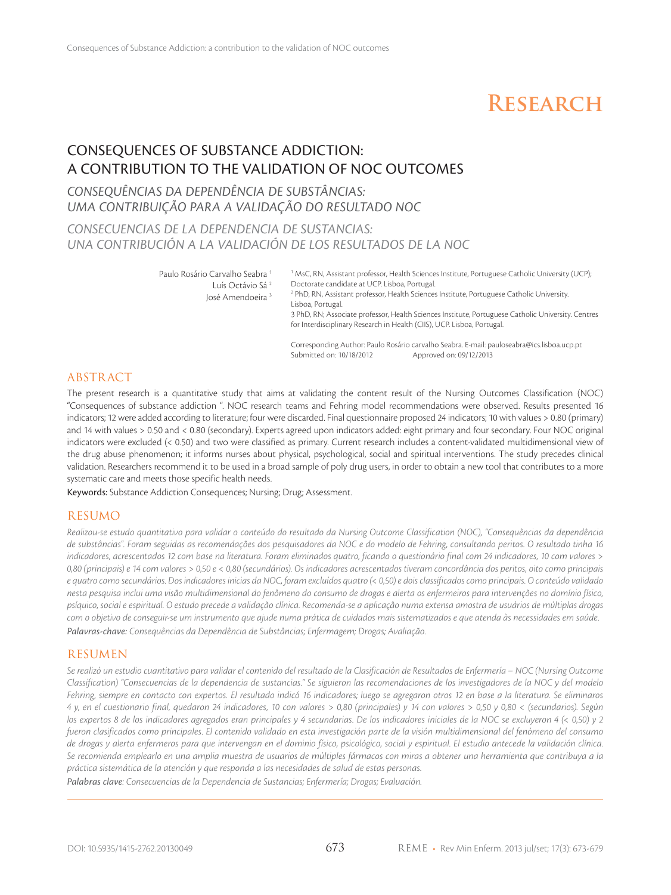# Research

## CONSEQUENCES OF SUBSTANCE ADDICTION: A CONTRIBUTION TO THE VALIDATION OF NOC OUTCOMES

### *CONSEQUÊNCIAS DA DEPENDÊNCIA DE SUBSTÂNCIAS: UMA CONTRIBUIÇÃO PARA A VALIDAÇÃO DO RESULTADO NOC*

### *CONSECUENCIAS DE LA DEPENDENCIA DE SUSTANCIAS: UNA CONTRIBUCIÓN A LA VALIDACIÓN DE LOS RESULTADOS DE LA NOC*

Paulo Rosário Carvalho Seabra [1]
Luís Octávio Sá [2]
José Amendoeira [3]

[1] MsC, RN, Assistant professor, Health Sciences Institute, Portuguese Catholic University (UCP); Doctorate candidate at UCP. Lisboa, Portugal.
[2] PhD, RN, Assistant professor, Health Sciences Institute, Portuguese Catholic University. Lisboa, Portugal.
3 PhD, RN; Associate professor, Health Sciences Institute, Portuguese Catholic University. Centres for Interdisciplinary Research in Health (CIIS), UCP. Lisboa, Portugal.

Corresponding Author: Paulo Rosário carvalho Seabra. E-mail: pauloseabra@ics.lisboa.ucp.pt
Submitted on: 10/18/2012 Approved on: 09/12/2013

## ABSTRACT

The present research is a quantitative study that aims at validating the content result of the Nursing Outcomes Classification (NOC) "Consequences of substance addiction ". NOC research teams and Fehring model recommendations were observed. Results presented 16 indicators; 12 were added according to literature; four were discarded. Final questionnaire proposed 24 indicators; 10 with values > 0.80 (primary) and 14 with values > 0.50 and < 0.80 (secondary). Experts agreed upon indicators added: eight primary and four secondary. Four NOC original indicators were excluded (< 0.50) and two were classified as primary. Current research includes a content-validated multidimensional view of the drug abuse phenomenon; it informs nurses about physical, psychological, social and spiritual interventions. The study precedes clinical validation. Researchers recommend it to be used in a broad sample of poly drug users, in order to obtain a new tool that contributes to a more systematic care and meets those specific health needs.

**Keywords:** Substance Addiction Consequences; Nursing; Drug; Assessment.

## RESUMO

*Realizou-se estudo quantitativo para validar o conteúdo do resultado da Nursing Outcome Classification (NOC), "Consequências da dependência de substâncias". Foram seguidas as recomendações dos pesquisadores da NOC e do modelo de Fehring, consultando peritos. O resultado tinha 16 indicadores, acrescentados 12 com base na literatura. Foram eliminados quatro, ficando o questionário final com 24 indicadores, 10 com valores > 0,80 (principais) e 14 com valores > 0,50 e < 0,80 (secundários). Os indicadores acrescentados tiveram concordância dos peritos, oito como principais e quatro como secundários. Dos indicadores inicias da NOC, foram excluídos quatro (< 0,50) e dois classificados como principais. O conteúdo validado nesta pesquisa inclui uma visão multidimensional do fenômeno do consumo de drogas e alerta os enfermeiros para intervenções no domínio físico, psíquico, social e espiritual. O estudo precede a validação clínica. Recomenda-se a aplicação numa extensa amostra de usuários de múltiplas drogas com o objetivo de conseguir-se um instrumento que ajude numa prática de cuidados mais sistematizados e que atenda às necessidades em saúde.*

***Palavras-chave:** Consequências da Dependência de Substâncias; Enfermagem; Drogas; Avaliação.*

## RESUMEN

*Se realizó un estudio cuantitativo para validar el contenido del resultado de la Clasificación de Resultados de Enfermería – NOC (Nursing Outcome Classification) "Consecuencias de la dependencia de sustancias." Se siguieron las recomendaciones de los investigadores de la NOC y del modelo Fehring, siempre en contacto con expertos. El resultado indicó 16 indicadores; luego se agregaron otros 12 en base a la literatura. Se eliminaros 4 y, en el cuestionario final, quedaron 24 indicadores, 10 con valores > 0,80 (principales) y 14 con valores > 0,50 y 0,80 < (secundarios). Según los expertos 8 de los indicadores agregados eran principales y 4 secundarias. De los indicadores iniciales de la NOC se excluyeron 4 (< 0,50) y 2 fueron clasificados como principales. El contenido validado en esta investigación parte de la visión multidimensional del fenómeno del consumo de drogas y alerta enfermeros para que intervengan en el dominio físico, psicológico, social y espiritual. El estudio antecede la validación clínica. Se recomienda emplearlo en una amplia muestra de usuarios de múltiples fármacos con miras a obtener una herramienta que contribuya a la práctica sistemática de la atención y que responda a las necesidades de salud de estas personas.*

***Palabras clave:** Consecuencias de la Dependencia de Sustancias; Enfermería; Drogas; Evaluación.*

DOI: 10.5935/1415-2762.20130049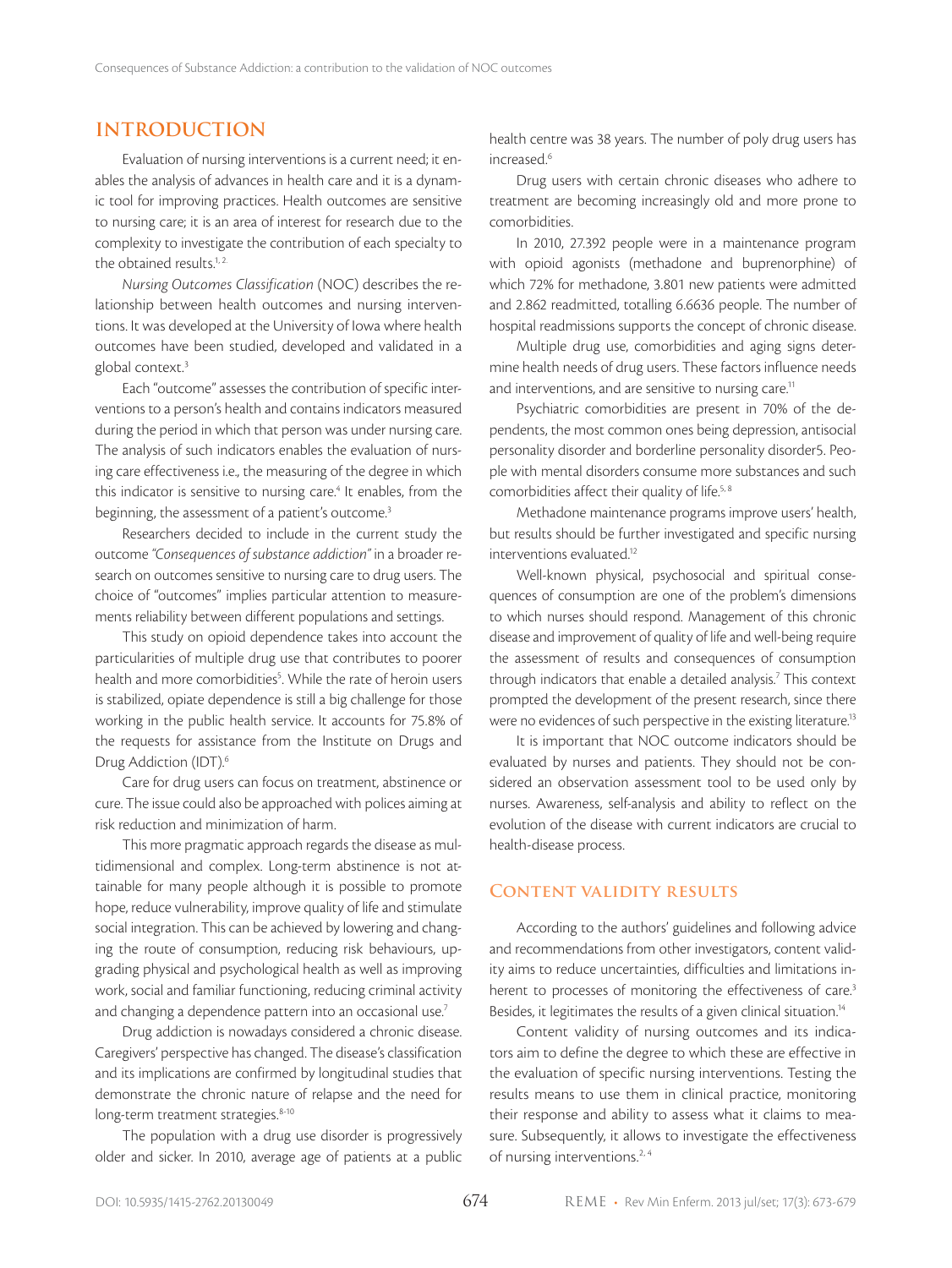## INTRODUCTION

Evaluation of nursing interventions is a current need; it enables the analysis of advances in health care and it is a dynamic tool for improving practices. Health outcomes are sensitive to nursing care; it is an area of interest for research due to the complexity to investigate the contribution of each specialty to the obtained results.[1, 2]

*Nursing Outcomes Classification* (NOC) describes the relationship between health outcomes and nursing interventions. It was developed at the University of Iowa where health outcomes have been studied, developed and validated in a global context.[3]

Each "outcome" assesses the contribution of specific interventions to a person's health and contains indicators measured during the period in which that person was under nursing care. The analysis of such indicators enables the evaluation of nursing care effectiveness i.e., the measuring of the degree in which this indicator is sensitive to nursing care.[4] It enables, from the beginning, the assessment of a patient's outcome.[3]

Researchers decided to include in the current study the outcome *"Consequences of substance addiction"* in a broader research on outcomes sensitive to nursing care to drug users. The choice of "outcomes" implies particular attention to measurements reliability between different populations and settings.

This study on opioid dependence takes into account the particularities of multiple drug use that contributes to poorer health and more comorbidities[5]. While the rate of heroin users is stabilized, opiate dependence is still a big challenge for those working in the public health service. It accounts for 75.8% of the requests for assistance from the Institute on Drugs and Drug Addiction (IDT).[6]

Care for drug users can focus on treatment, abstinence or cure. The issue could also be approached with polices aiming at risk reduction and minimization of harm.

This more pragmatic approach regards the disease as multidimensional and complex. Long-term abstinence is not attainable for many people although it is possible to promote hope, reduce vulnerability, improve quality of life and stimulate social integration. This can be achieved by lowering and changing the route of consumption, reducing risk behaviours, upgrading physical and psychological health as well as improving work, social and familiar functioning, reducing criminal activity and changing a dependence pattern into an occasional use.[7]

Drug addiction is nowadays considered a chronic disease. Caregivers' perspective has changed. The disease's classification and its implications are confirmed by longitudinal studies that demonstrate the chronic nature of relapse and the need for long-term treatment strategies.[8-10]

The population with a drug use disorder is progressively older and sicker. In 2010, average age of patients at a public health centre was 38 years. The number of poly drug users has increased.[6]

Drug users with certain chronic diseases who adhere to treatment are becoming increasingly old and more prone to comorbidities.

In 2010, 27.392 people were in a maintenance program with opioid agonists (methadone and buprenorphine) of which 72% for methadone, 3.801 new patients were admitted and 2.862 readmitted, totalling 6.6636 people. The number of hospital readmissions supports the concept of chronic disease.

Multiple drug use, comorbidities and aging signs determine health needs of drug users. These factors influence needs and interventions, and are sensitive to nursing care.[11]

Psychiatric comorbidities are present in 70% of the dependents, the most common ones being depression, antisocial personality disorder and borderline personality disorder5. People with mental disorders consume more substances and such comorbidities affect their quality of life.[5, 8]

Methadone maintenance programs improve users' health, but results should be further investigated and specific nursing interventions evaluated.[12]

Well-known physical, psychosocial and spiritual consequences of consumption are one of the problem's dimensions to which nurses should respond. Management of this chronic disease and improvement of quality of life and well-being require the assessment of results and consequences of consumption through indicators that enable a detailed analysis.[7] This context prompted the development of the present research, since there were no evidences of such perspective in the existing literature.[13]

It is important that NOC outcome indicators should be evaluated by nurses and patients. They should not be considered an observation assessment tool to be used only by nurses. Awareness, self-analysis and ability to reflect on the evolution of the disease with current indicators are crucial to health-disease process.

## CONTENT VALIDITY RESULTS

According to the authors' guidelines and following advice and recommendations from other investigators, content validity aims to reduce uncertainties, difficulties and limitations inherent to processes of monitoring the effectiveness of care.[3] Besides, it legitimates the results of a given clinical situation.[14]

Content validity of nursing outcomes and its indicators aim to define the degree to which these are effective in the evaluation of specific nursing interventions. Testing the results means to use them in clinical practice, monitoring their response and ability to assess what it claims to measure. Subsequently, it allows to investigate the effectiveness of nursing interventions.[2, 4]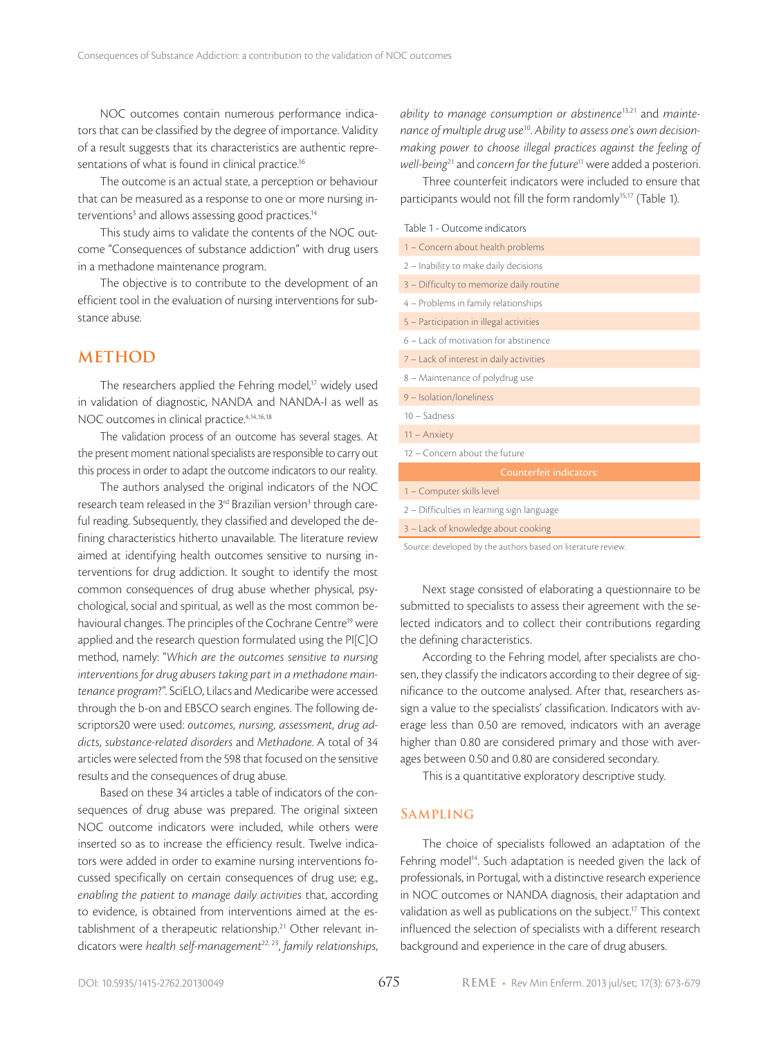NOC outcomes contain numerous performance indicators that can be classified by the degree of importance. Validity of a result suggests that its characteristics are authentic representations of what is found in clinical practice.[16]

The outcome is an actual state, a perception or behaviour that can be measured as a response to one or more nursing interventions[3] and allows assessing good practices.[14]

This study aims to validate the contents of the NOC outcome "Consequences of substance addiction" with drug users in a methadone maintenance program.

The objective is to contribute to the development of an efficient tool in the evaluation of nursing interventions for substance abuse.

## METHOD

The researchers applied the Fehring model,[17] widely used in validation of diagnostic, NANDA and NANDA-I as well as NOC outcomes in clinical practice.[4,14,16,18]

The validation process of an outcome has several stages. At the present moment national specialists are responsible to carry out this process in order to adapt the outcome indicators to our reality.

The authors analysed the original indicators of the NOC research team released in the 3rd Brazilian version[3] through careful reading. Subsequently, they classified and developed the defining characteristics hitherto unavailable. The literature review aimed at identifying health outcomes sensitive to nursing interventions for drug addiction. It sought to identify the most common consequences of drug abuse whether physical, psychological, social and spiritual, as well as the most common behavioural changes. The principles of the Cochrane Centre[19] were applied and the research question formulated using the PI[C]O method, namely: "*Which are the outcomes sensitive to nursing interventions for drug abusers taking part in a methadone maintenance program?*". SciELO, Lilacs and Medicaribe were accessed through the b-on and EBSCO search engines. The following descriptors20 were used: *outcomes*, *nursing*, *assessment*, *drug addicts*, *substance-related disorders* and *Methadone*. A total of 34 articles were selected from the 598 that focused on the sensitive results and the consequences of drug abuse.

Based on these 34 articles a table of indicators of the consequences of drug abuse was prepared. The original sixteen NOC outcome indicators were included, while others were inserted so as to increase the efficiency result. Twelve indicators were added in order to examine nursing interventions focussed specifically on certain consequences of drug use; e.g., *enabling the patient to manage daily activities* that, according to evidence, is obtained from interventions aimed at the establishment of a therapeutic relationship.[21] Other relevant indicators were *health self-management*[22, 23], *family relationships*, *ability to manage consumption or abstinence*[13,21] and *maintenance of multiple drug use*[10]. *Ability to assess one's own decision-making power to choose illegal practices against the feeling of well-being*[21] and *concern for the future*[11] were added a posteriori.

Three counterfeit indicators were included to ensure that participants would not fill the form randomly[15,17] (Table 1).

Table 1 - Outcome indicators

| |
|---|
| 1 – Concern about health problems |
| 2 – Inability to make daily decisions |
| 3 – Difficulty to memorize daily routine |
| 4 – Problems in family relationships |
| 5 – Participation in illegal activities |
| 6 – Lack of motivation for abstinence |
| 7 – Lack of interest in daily activities |
| 8 – Maintenance of polydrug use |
| 9 – Isolation/loneliness |
| 10 – Sadness |
| 11 – Anxiety |
| 12 – Concern about the future |
| **Counterfeit indicators:** |
| 1 – Computer skills level |
| 2 – Difficulties in learning sign language |
| 3 – Lack of knowledge about cooking |

Source: developed by the authors based on literature review.

Next stage consisted of elaborating a questionnaire to be submitted to specialists to assess their agreement with the selected indicators and to collect their contributions regarding the defining characteristics.

According to the Fehring model, after specialists are chosen, they classify the indicators according to their degree of significance to the outcome analysed. After that, researchers assign a value to the specialists' classification. Indicators with average less than 0.50 are removed, indicators with an average higher than 0.80 are considered primary and those with averages between 0.50 and 0.80 are considered secondary.

This is a quantitative exploratory descriptive study.

### Sampling

The choice of specialists followed an adaptation of the Fehring model[14]. Such adaptation is needed given the lack of professionals, in Portugal, with a distinctive research experience in NOC outcomes or NANDA diagnosis, their adaptation and validation as well as publications on the subject.[17] This context influenced the selection of specialists with a different research background and experience in the care of drug abusers.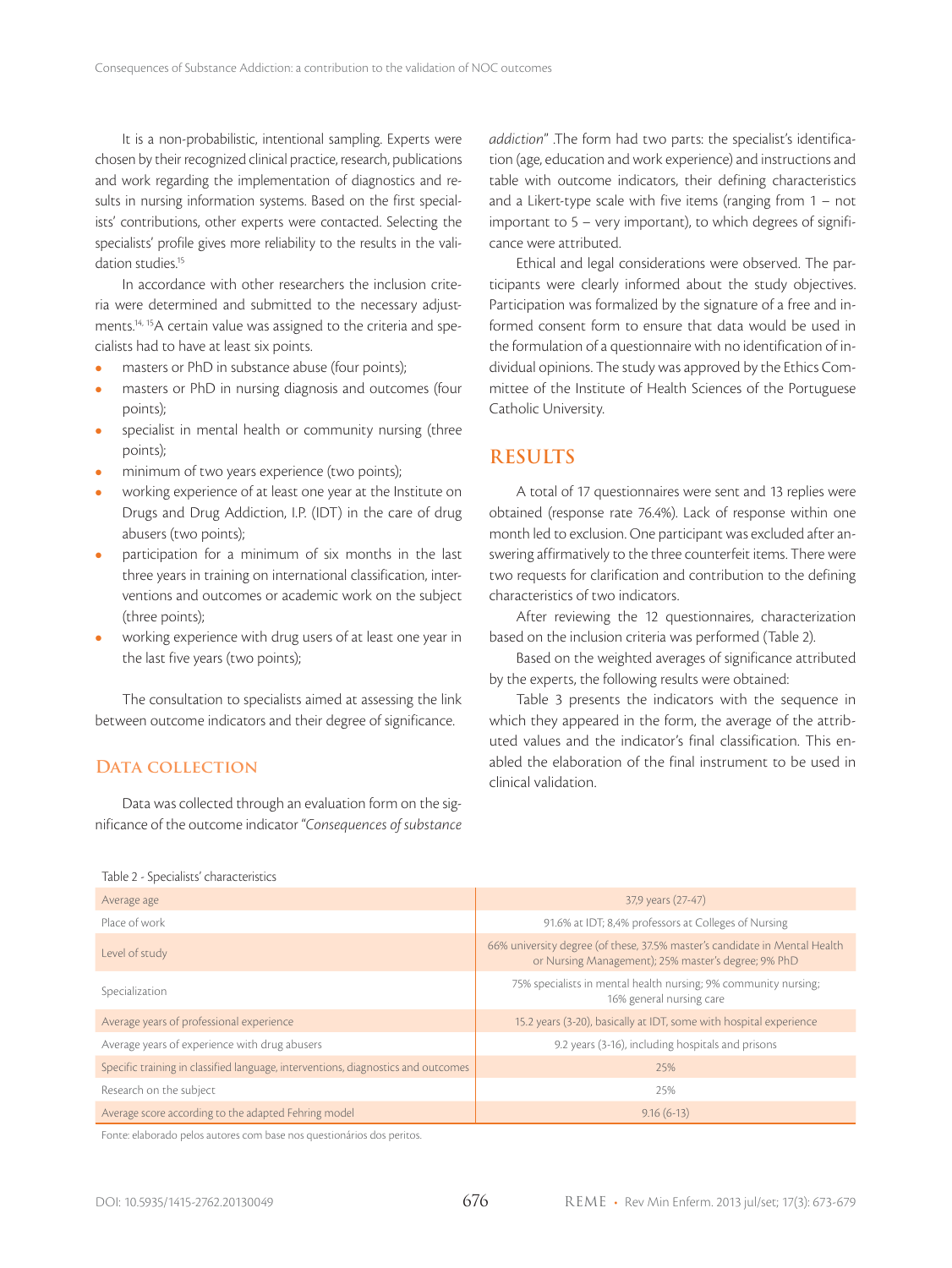It is a non-probabilistic, intentional sampling. Experts were chosen by their recognized clinical practice, research, publications and work regarding the implementation of diagnostics and results in nursing information systems. Based on the first specialists' contributions, other experts were contacted. Selecting the specialists' profile gives more reliability to the results in the validation studies.[15]

In accordance with other researchers the inclusion criteria were determined and submitted to the necessary adjustments.[14, 15] A certain value was assigned to the criteria and specialists had to have at least six points.

- masters or PhD in substance abuse (four points);
- masters or PhD in nursing diagnosis and outcomes (four points);
- specialist in mental health or community nursing (three points);
- minimum of two years experience (two points);
- working experience of at least one year at the Institute on Drugs and Drug Addiction, I.P. (IDT) in the care of drug abusers (two points);
- participation for a minimum of six months in the last three years in training on international classification, interventions and outcomes or academic work on the subject (three points);
- working experience with drug users of at least one year in the last five years (two points);

The consultation to specialists aimed at assessing the link between outcome indicators and their degree of significance.

### Data collection

Data was collected through an evaluation form on the significance of the outcome indicator "*Consequences of substance addiction*" .The form had two parts: the specialist's identification (age, education and work experience) and instructions and table with outcome indicators, their defining characteristics and a Likert-type scale with five items (ranging from 1 – not important to 5 – very important), to which degrees of significance were attributed.

Ethical and legal considerations were observed. The participants were clearly informed about the study objectives. Participation was formalized by the signature of a free and informed consent form to ensure that data would be used in the formulation of a questionnaire with no identification of individual opinions. The study was approved by the Ethics Committee of the Institute of Health Sciences of the Portuguese Catholic University.

## RESULTS

A total of 17 questionnaires were sent and 13 replies were obtained (response rate 76.4%). Lack of response within one month led to exclusion. One participant was excluded after answering affirmatively to the three counterfeit items. There were two requests for clarification and contribution to the defining characteristics of two indicators.

After reviewing the 12 questionnaires, characterization based on the inclusion criteria was performed (Table 2).

Based on the weighted averages of significance attributed by the experts, the following results were obtained:

Table 3 presents the indicators with the sequence in which they appeared in the form, the average of the attributed values and the indicator's final classification. This enabled the elaboration of the final instrument to be used in clinical validation.

Table 2 - Specialists' characteristics

| | |
|---|---|
| Average age | 37,9 years (27-47) |
| Place of work | 91.6% at IDT; 8,4% professors at Colleges of Nursing |
| Level of study | 66% university degree (of these, 37.5% master's candidate in Mental Health or Nursing Management); 25% master's degree; 9% PhD |
| Specialization | 75% specialists in mental health nursing; 9% community nursing; 16% general nursing care |
| Average years of professional experience | 15.2 years (3-20), basically at IDT, some with hospital experience |
| Average years of experience with drug abusers | 9.2 years (3-16), including hospitals and prisons |
| Specific training in classified language, interventions, diagnostics and outcomes | 25% |
| Research on the subject | 25% |
| Average score according to the adapted Fehring model | 9.16 (6-13) |

Fonte: elaborado pelos autores com base nos questionários dos peritos.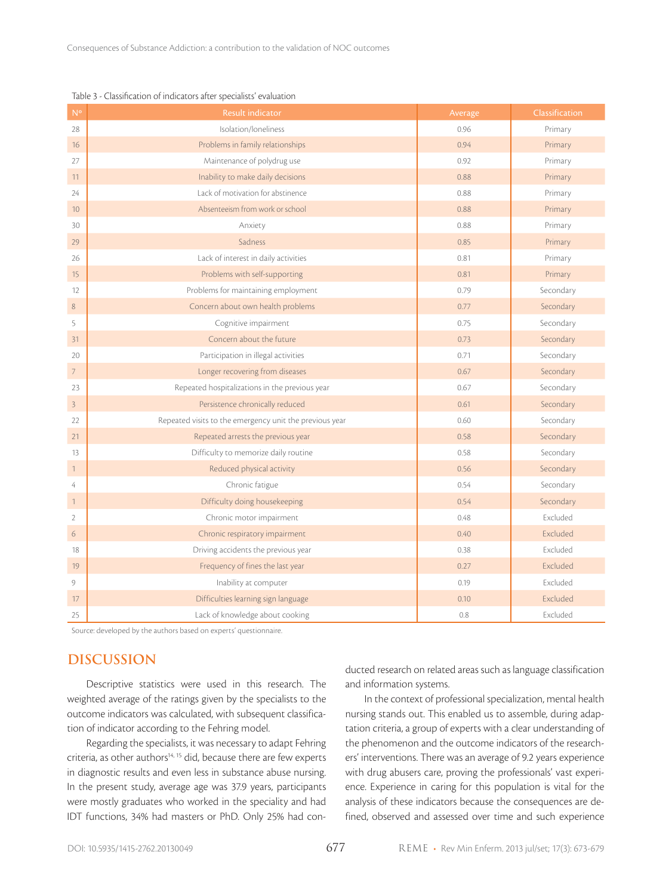Table 3 - Classification of indicators after specialists' evaluation

| Nº | Result indicator | Average | Classification |
|---|---|---|---|
| 28 | Isolation/loneliness | 0.96 | Primary |
| 16 | Problems in family relationships | 0.94 | Primary |
| 27 | Maintenance of polydrug use | 0.92 | Primary |
| 11 | Inability to make daily decisions | 0.88 | Primary |
| 24 | Lack of motivation for abstinence | 0.88 | Primary |
| 10 | Absenteeism from work or school | 0.88 | Primary |
| 30 | Anxiety | 0.88 | Primary |
| 29 | Sadness | 0.85 | Primary |
| 26 | Lack of interest in daily activities | 0.81 | Primary |
| 15 | Problems with self-supporting | 0.81 | Primary |
| 12 | Problems for maintaining employment | 0.79 | Secondary |
| 8 | Concern about own health problems | 0.77 | Secondary |
| 5 | Cognitive impairment | 0.75 | Secondary |
| 31 | Concern about the future | 0.73 | Secondary |
| 20 | Participation in illegal activities | 0.71 | Secondary |
| 7 | Longer recovering from diseases | 0.67 | Secondary |
| 23 | Repeated hospitalizations in the previous year | 0.67 | Secondary |
| 3 | Persistence chronically reduced | 0.61 | Secondary |
| 22 | Repeated visits to the emergency unit the previous year | 0.60 | Secondary |
| 21 | Repeated arrests the previous year | 0.58 | Secondary |
| 13 | Difficulty to memorize daily routine | 0.58 | Secondary |
| 1 | Reduced physical activity | 0.56 | Secondary |
| 4 | Chronic fatigue | 0.54 | Secondary |
| 1 | Difficulty doing housekeeping | 0.54 | Secondary |
| 2 | Chronic motor impairment | 0.48 | Excluded |
| 6 | Chronic respiratory impairment | 0.40 | Excluded |
| 18 | Driving accidents the previous year | 0.38 | Excluded |
| 19 | Frequency of fines the last year | 0.27 | Excluded |
| 9 | Inability at computer | 0.19 | Excluded |
| 17 | Difficulties learning sign language | 0.10 | Excluded |
| 25 | Lack of knowledge about cooking | 0.8 | Excluded |

Source: developed by the authors based on experts' questionnaire.

## DISCUSSION

Descriptive statistics were used in this research. The weighted average of the ratings given by the specialists to the outcome indicators was calculated, with subsequent classification of indicator according to the Fehring model.

Regarding the specialists, it was necessary to adapt Fehring criteria, as other authors[14, 15] did, because there are few experts in diagnostic results and even less in substance abuse nursing. In the present study, average age was 37.9 years, participants were mostly graduates who worked in the speciality and had IDT functions, 34% had masters or PhD. Only 25% had conducted research on related areas such as language classification and information systems.

In the context of professional specialization, mental health nursing stands out. This enabled us to assemble, during adaptation criteria, a group of experts with a clear understanding of the phenomenon and the outcome indicators of the researchers' interventions. There was an average of 9.2 years experience with drug abusers care, proving the professionals' vast experience. Experience in caring for this population is vital for the analysis of these indicators because the consequences are defined, observed and assessed over time and such experience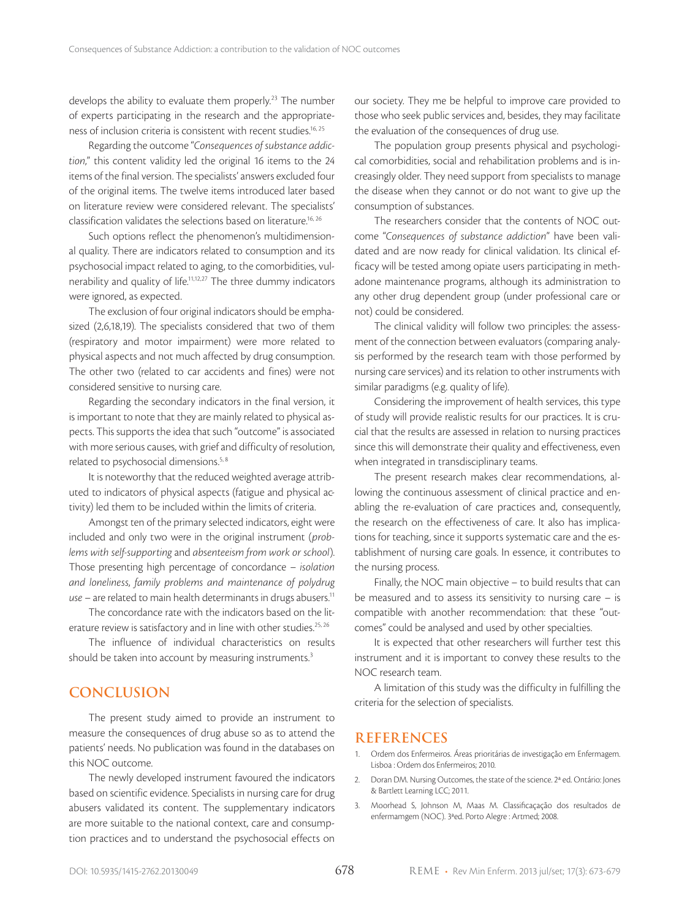develops the ability to evaluate them properly.[23] The number of experts participating in the research and the appropriateness of inclusion criteria is consistent with recent studies.[16, 25]

Regarding the outcome "*Consequences of substance addiction*," this content validity led the original 16 items to the 24 items of the final version. The specialists' answers excluded four of the original items. The twelve items introduced later based on literature review were considered relevant. The specialists' classification validates the selections based on literature.[16, 26]

Such options reflect the phenomenon's multidimensional quality. There are indicators related to consumption and its psychosocial impact related to aging, to the comorbidities, vulnerability and quality of life.[11,12,27] The three dummy indicators were ignored, as expected.

The exclusion of four original indicators should be emphasized (2,6,18,19). The specialists considered that two of them (respiratory and motor impairment) were more related to physical aspects and not much affected by drug consumption. The other two (related to car accidents and fines) were not considered sensitive to nursing care.

Regarding the secondary indicators in the final version, it is important to note that they are mainly related to physical aspects. This supports the idea that such "outcome" is associated with more serious causes, with grief and difficulty of resolution, related to psychosocial dimensions.[5, 8]

It is noteworthy that the reduced weighted average attributed to indicators of physical aspects (fatigue and physical activity) led them to be included within the limits of criteria.

Amongst ten of the primary selected indicators, eight were included and only two were in the original instrument (*problems with self-supporting* and *absenteeism from work or school*). Those presenting high percentage of concordance – *isolation and loneliness, family problems and maintenance of polydrug use* – are related to main health determinants in drugs abusers.[11]

The concordance rate with the indicators based on the literature review is satisfactory and in line with other studies.[25, 26]

The influence of individual characteristics on results should be taken into account by measuring instruments.[3]

## CONCLUSION

The present study aimed to provide an instrument to measure the consequences of drug abuse so as to attend the patients' needs. No publication was found in the databases on this NOC outcome.

The newly developed instrument favoured the indicators based on scientific evidence. Specialists in nursing care for drug abusers validated its content. The supplementary indicators are more suitable to the national context, care and consumption practices and to understand the psychosocial effects on our society. They me be helpful to improve care provided to those who seek public services and, besides, they may facilitate the evaluation of the consequences of drug use.

The population group presents physical and psychological comorbidities, social and rehabilitation problems and is increasingly older. They need support from specialists to manage the disease when they cannot or do not want to give up the consumption of substances.

The researchers consider that the contents of NOC outcome "*Consequences of substance addiction*" have been validated and are now ready for clinical validation. Its clinical efficacy will be tested among opiate users participating in methadone maintenance programs, although its administration to any other drug dependent group (under professional care or not) could be considered.

The clinical validity will follow two principles: the assessment of the connection between evaluators (comparing analysis performed by the research team with those performed by nursing care services) and its relation to other instruments with similar paradigms (e.g. quality of life).

Considering the improvement of health services, this type of study will provide realistic results for our practices. It is crucial that the results are assessed in relation to nursing practices since this will demonstrate their quality and effectiveness, even when integrated in transdisciplinary teams.

The present research makes clear recommendations, allowing the continuous assessment of clinical practice and enabling the re-evaluation of care practices and, consequently, the research on the effectiveness of care. It also has implications for teaching, since it supports systematic care and the establishment of nursing care goals. In essence, it contributes to the nursing process.

Finally, the NOC main objective – to build results that can be measured and to assess its sensitivity to nursing care – is compatible with another recommendation: that these "outcomes" could be analysed and used by other specialties.

It is expected that other researchers will further test this instrument and it is important to convey these results to the NOC research team.

A limitation of this study was the difficulty in fulfilling the criteria for the selection of specialists.

## REFERENCES

1. Ordem dos Enfermeiros. Áreas prioritárias de investigação em Enfermagem. Lisboa : Ordem dos Enfermeiros; 2010.
2. Doran DM. Nursing Outcomes, the state of the science. 2ª ed. Ontário: Jones & Bartlett Learning LCC; 2011.
3. Moorhead S, Johnson M, Maas M. Classificaçação dos resultados de enfermamgem (NOC). 3ªed. Porto Alegre : Artmed; 2008.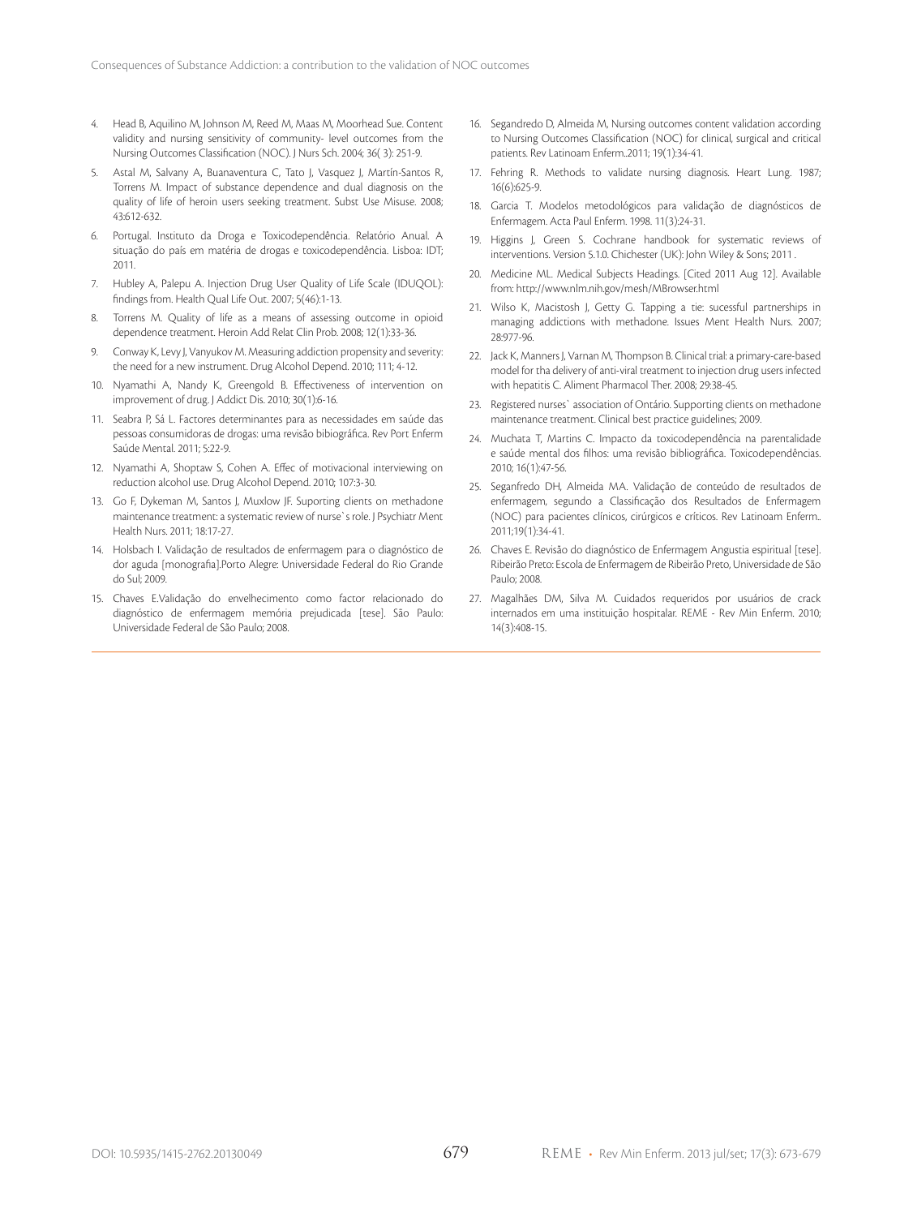4. Head B, Aquilino M, Johnson M, Reed M, Maas M, Moorhead Sue. Content validity and nursing sensitivity of community- level outcomes from the Nursing Outcomes Classification (NOC). J Nurs Sch. 2004; 36( 3): 251-9.
5. Astal M, Salvany A, Buanaventura C, Tato J, Vasquez J, Martín-Santos R, Torrens M. Impact of substance dependence and dual diagnosis on the quality of life of heroin users seeking treatment. Subst Use Misuse. 2008; 43:612-632.
6. Portugal. Instituto da Droga e Toxicodependência. Relatório Anual. A situação do país em matéria de drogas e toxicodependência. Lisboa: IDT; 2011.
7. Hubley A, Palepu A. Injection Drug User Quality of Life Scale (IDUQOL): findings from. Health Qual Life Out. 2007; 5(46):1-13.
8. Torrens M. Quality of life as a means of assessing outcome in opioid dependence treatment. Heroin Add Relat Clin Prob. 2008; 12(1):33-36.
9. Conway K, Levy J, Vanyukov M. Measuring addiction propensity and severity: the need for a new instrument. Drug Alcohol Depend. 2010; 111; 4-12.
10. Nyamathi A, Nandy K, Greengold B. Effectiveness of intervention on improvement of drug. J Addict Dis. 2010; 30(1):6-16.
11. Seabra P, Sá L. Factores determinantes para as necessidades em saúde das pessoas consumidoras de drogas: uma revisão bibiográfica. Rev Port Enferm Saúde Mental. 2011; 5:22-9.
12. Nyamathi A, Shoptaw S, Cohen A. Effec of motivacional interviewing on reduction alcohol use. Drug Alcohol Depend. 2010; 107:3-30.
13. Go F, Dykeman M, Santos J, Muxlow JF. Suporting clients on methadone maintenance treatment: a systematic review of nurse`s role. J Psychiatr Ment Health Nurs. 2011; 18:17-27.
14. Holsbach I. Validação de resultados de enfermagem para o diagnóstico de dor aguda [monografia].Porto Alegre: Universidade Federal do Rio Grande do Sul; 2009.
15. Chaves E.Validação do envelhecimento como factor relacionado do diagnóstico de enfermagem memória prejudicada [tese]. São Paulo: Universidade Federal de São Paulo; 2008.
16. Segandredo D, Almeida M, Nursing outcomes content validation according to Nursing Outcomes Classification (NOC) for clinical, surgical and critical patients. Rev Latinoam Enferm..2011; 19(1):34-41.
17. Fehring R. Methods to validate nursing diagnosis. Heart Lung. 1987; 16(6):625-9.
18. Garcia T. Modelos metodológicos para validação de diagnósticos de Enfermagem. Acta Paul Enferm. 1998. 11(3):24-31.
19. Higgins J, Green S. Cochrane handbook for systematic reviews of interventions. Version 5.1.0. Chichester (UK): John Wiley & Sons; 2011 .
20. Medicine ML. Medical Subjects Headings. [Cited 2011 Aug 12]. Available from: http://www.nlm.nih.gov/mesh/MBrowser.html
21. Wilso K, Macistosh J, Getty G. Tapping a tie: sucessful partnerships in managing addictions with methadone. Issues Ment Health Nurs. 2007; 28:977-96.
22. Jack K, Manners J, Varnan M, Thompson B. Clinical trial: a primary-care-based model for tha delivery of anti-viral treatment to injection drug users infected with hepatitis C. Aliment Pharmacol Ther. 2008; 29:38-45.
23. Registered nurses` association of Ontário. Supporting clients on methadone maintenance treatment. Clinical best practice guidelines; 2009.
24. Muchata T, Martins C. Impacto da toxicodependência na parentalidade e saúde mental dos filhos: uma revisão bibliográfica. Toxicodependências. 2010; 16(1):47-56.
25. Seganfredo DH, Almeida MA. Validação de conteúdo de resultados de enfermagem, segundo a Classificação dos Resultados de Enfermagem (NOC) para pacientes clínicos, cirúrgicos e críticos. Rev Latinoam Enferm.. 2011;19(1):34-41.
26. Chaves E. Revisão do diagnóstico de Enfermagem Angustia espiritual [tese]. Ribeirão Preto: Escola de Enfermagem de Ribeirão Preto, Universidade de São Paulo; 2008.
27. Magalhães DM, Silva M. Cuidados requeridos por usuários de crack internados em uma instituição hospitalar. REME - Rev Min Enferm. 2010; 14(3):408-15.